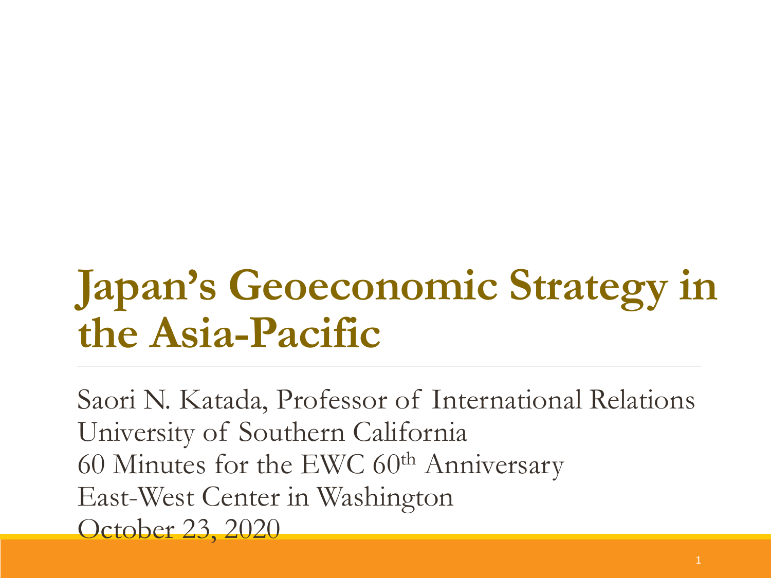# Japan's Geoeconomic Strategy in the Asia-Pacific

Saori N. Katada, Professor of International Relations
University of Southern California
60 Minutes for the EWC 60th Anniversary
East-West Center in Washington
October 23, 2020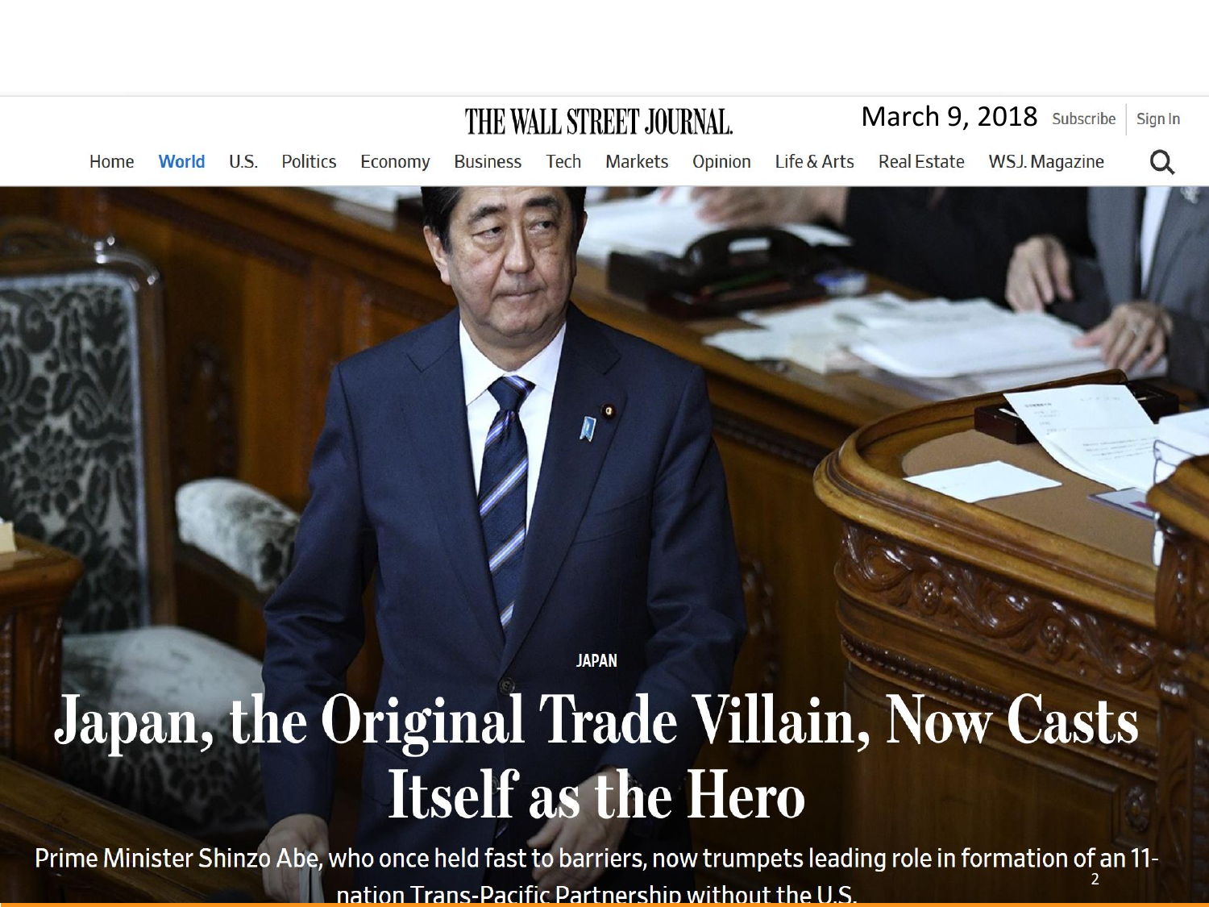THE WALL STREET JOURNAL.

March 9, 2018 Subscribe | Sign In

Home World U.S. Politics Economy Business Tech Markets Opinion Life & Arts Real Estate WSJ. Magazine

JAPAN

# Japan, the Original Trade Villain, Now Casts Itself as the Hero

Prime Minister Shinzo Abe, who once held fast to barriers, now trumpets leading role in formation of an 11-nation Trans-Pacific Partnership without the U.S.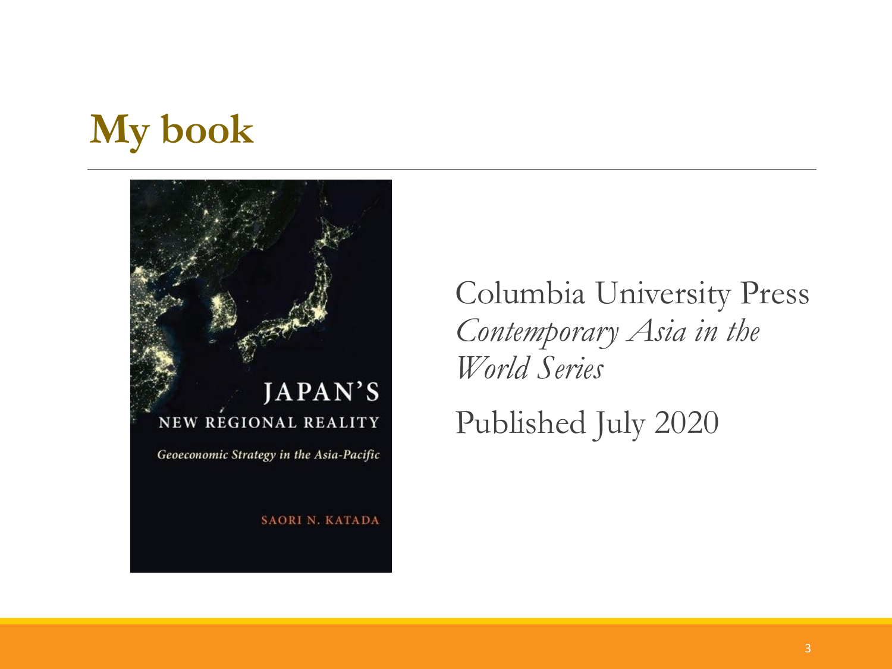# My book

JAPAN'S

NEW REGIONAL REALITY

*Geoeconomic Strategy in the Asia-Pacific*

SAORI N. KATADA

Columbia University Press
*Contemporary Asia in the World Series*

Published July 2020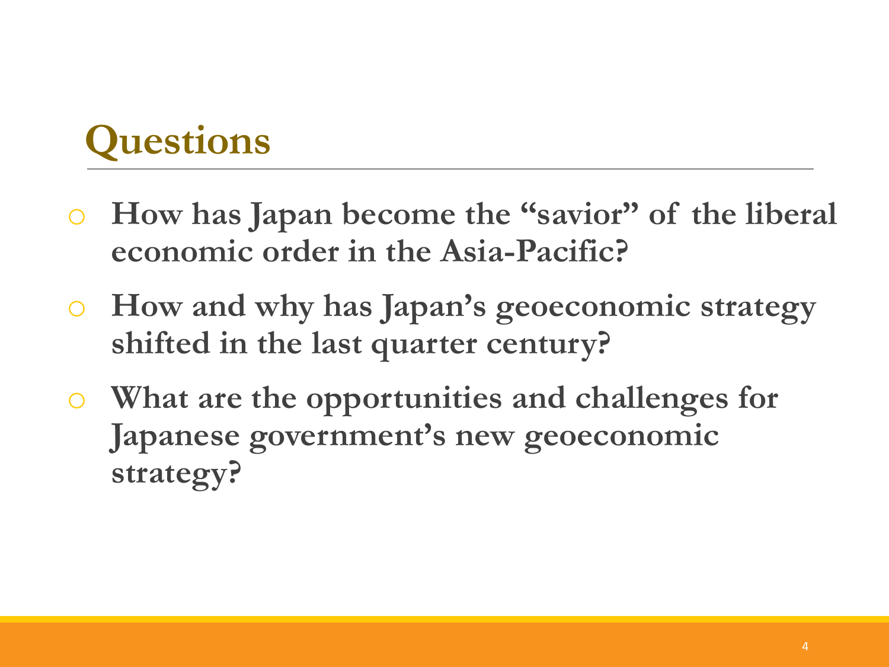## Questions

- **How has Japan become the "savior" of the liberal economic order in the Asia-Pacific?**
- **How and why has Japan's geoeconomic strategy shifted in the last quarter century?**
- **What are the opportunities and challenges for Japanese government's new geoeconomic strategy?**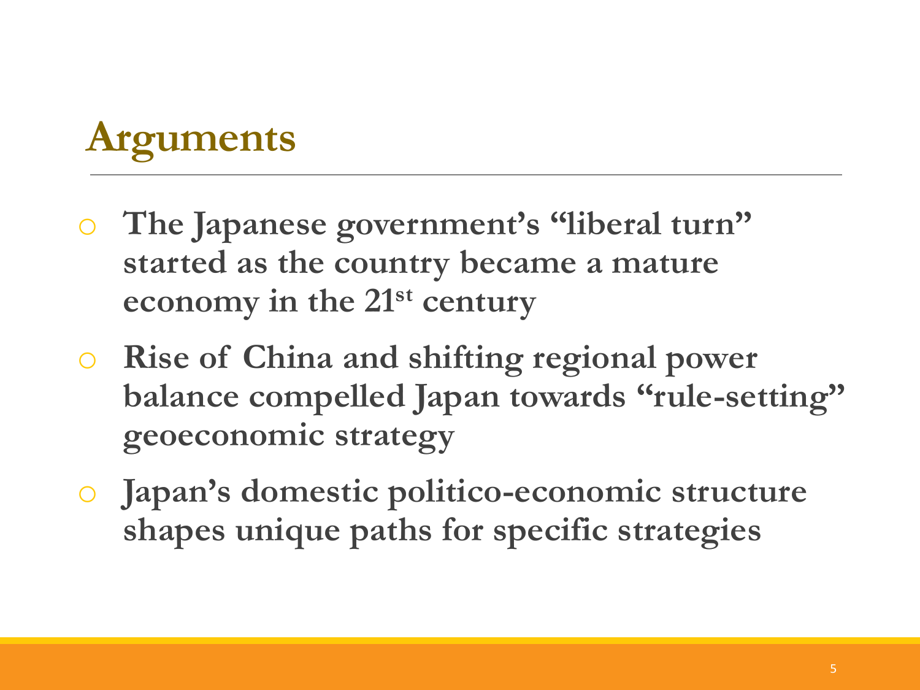# Arguments

- **The Japanese government's "liberal turn" started as the country became a mature economy in the 21st century**
- **Rise of China and shifting regional power balance compelled Japan towards "rule-setting" geoeconomic strategy**
- **Japan's domestic politico-economic structure shapes unique paths for specific strategies**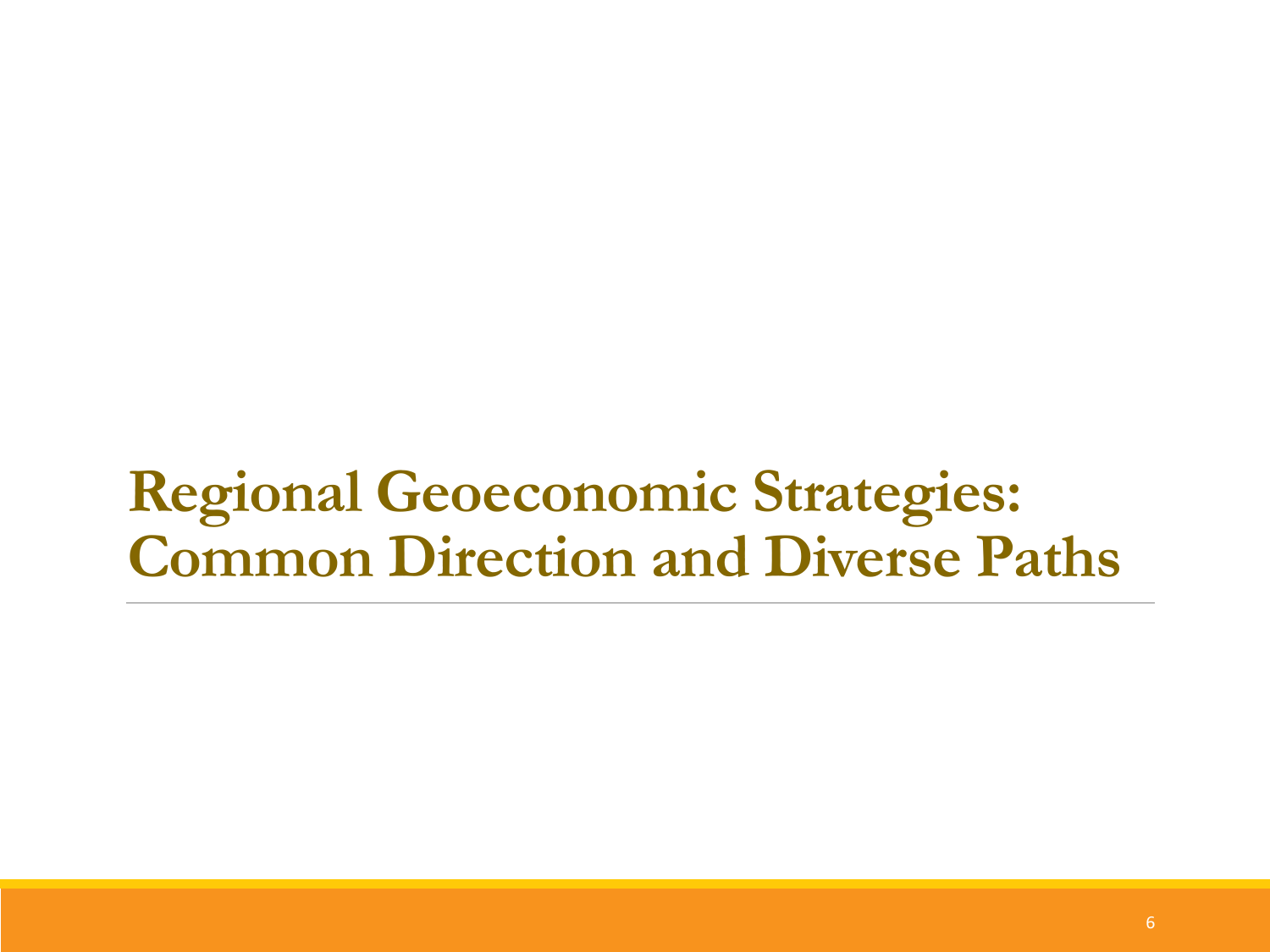# Regional Geoeconomic Strategies: Common Direction and Diverse Paths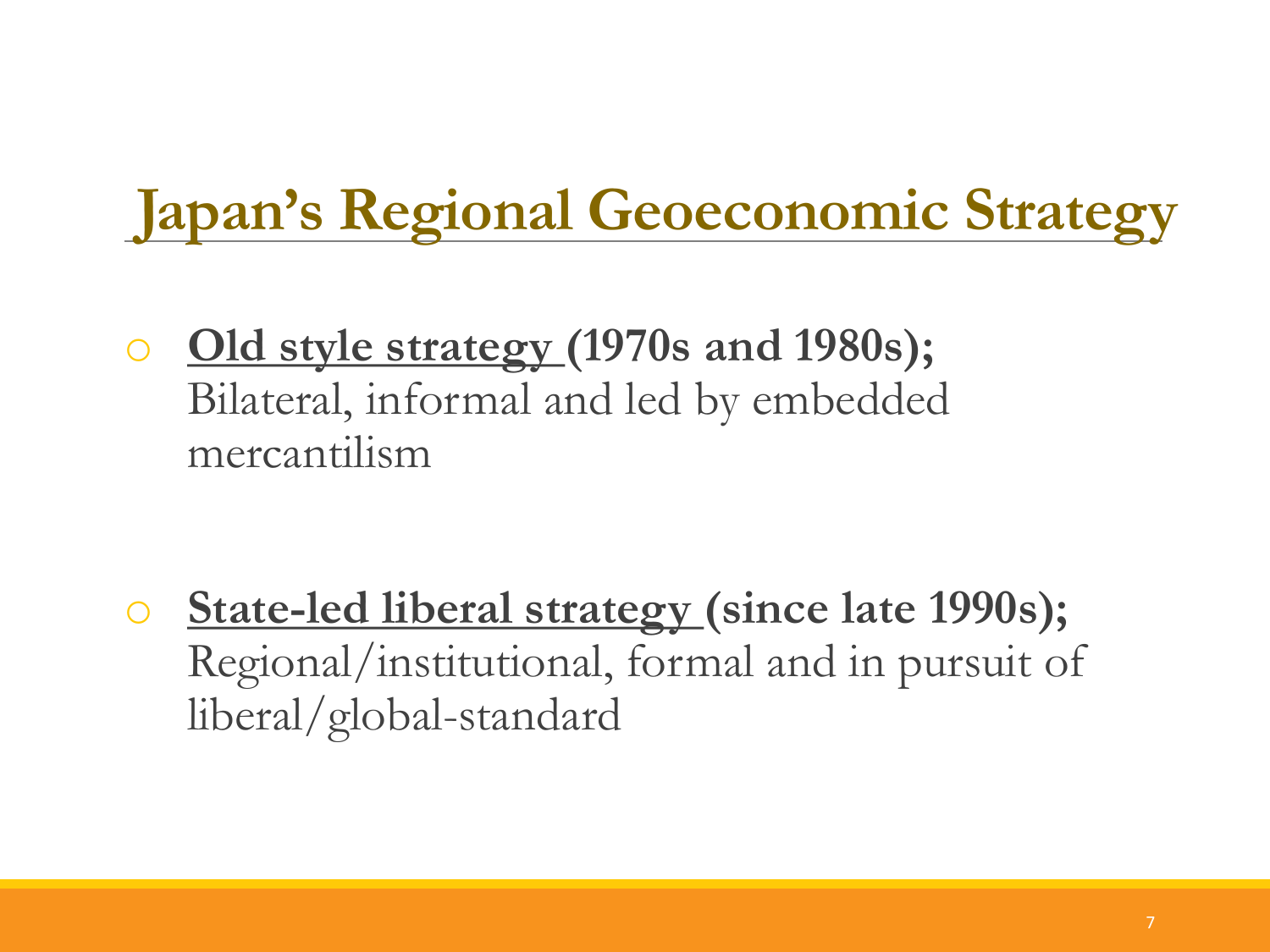# Japan's Regional Geoeconomic Strategy

- **Old style strategy (1970s and 1980s);** Bilateral, informal and led by embedded mercantilism

- **State-led liberal strategy (since late 1990s);** Regional/institutional, formal and in pursuit of liberal/global-standard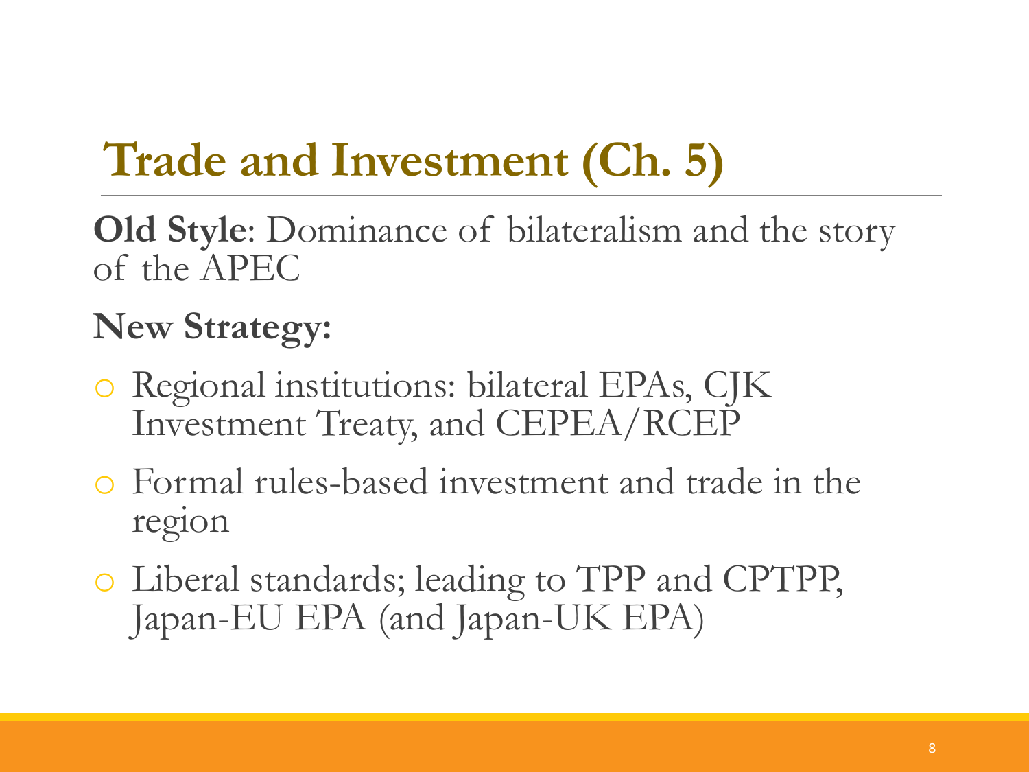# Trade and Investment (Ch. 5)

**Old Style**: Dominance of bilateralism and the story of the APEC

**New Strategy:**

- Regional institutions: bilateral EPAs, CJK Investment Treaty, and CEPEA/RCEP
- Formal rules-based investment and trade in the region
- Liberal standards; leading to TPP and CPTPP, Japan-EU EPA (and Japan-UK EPA)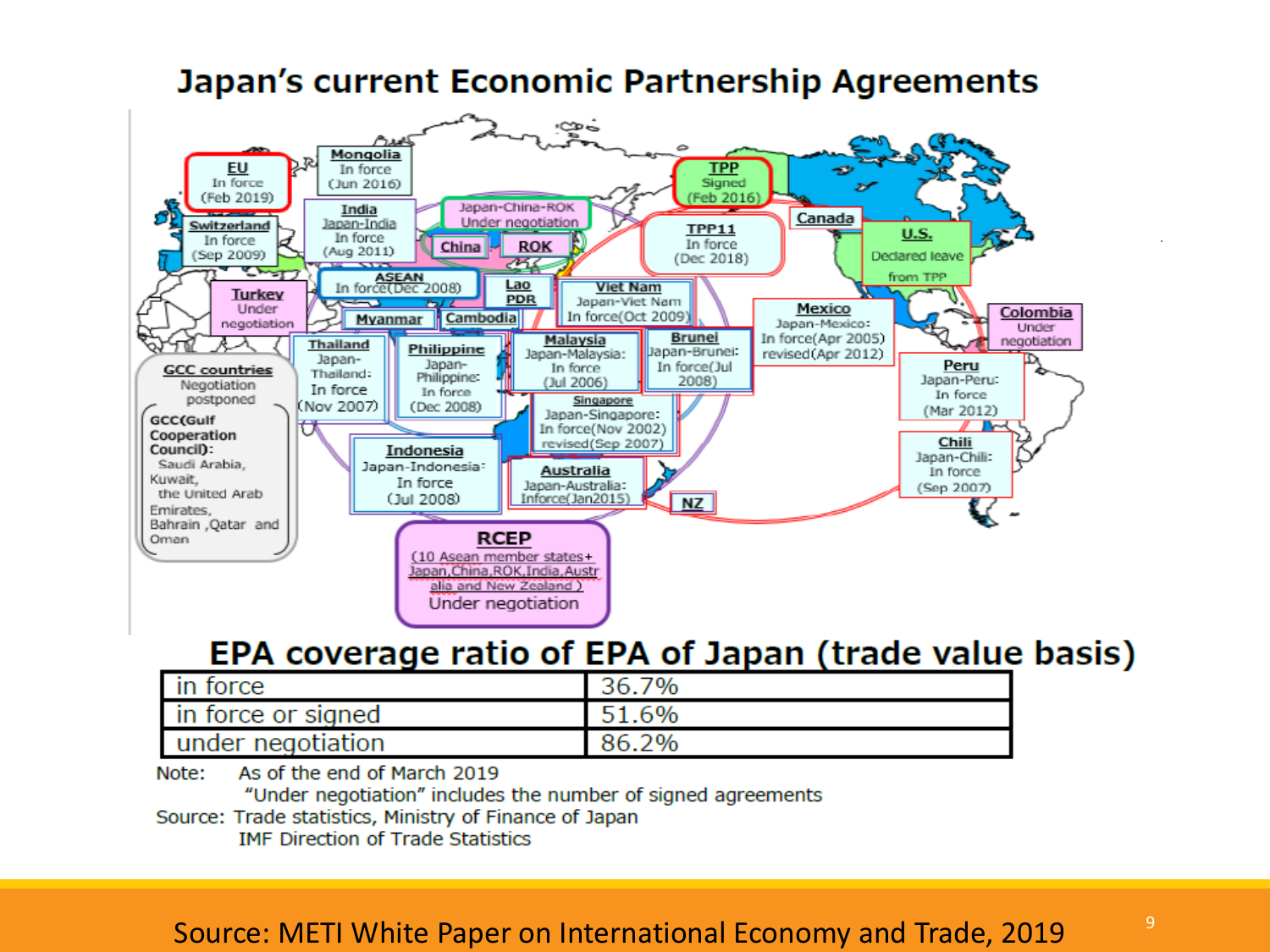# Japan's current Economic Partnership Agreements

**EU** In force (Feb 2019)

**Mongolia** In force (Jun 2016)

**Switzerland** In force (Sep 2009)

**India** Japan-India In force (Aug 2011)

**Japan-China-ROK** Under negotiation

**China**

**ROK**

**TPP** Signed (Feb 2016)

**TPP11** In force (Dec 2018)

**Canada**

**U.S.** Declared leave from TPP

**Turkey** Under negotiation

**ASEAN** In force(Dec 2008)

**Lao PDR**

**Viet Nam** Japan-Viet Nam In force(Oct 2009)

**Myanmar**

**Cambodia**

**Mexico** Japan-Mexico: In force(Apr 2005) revised(Apr 2012)

**Colombia** Under negotiation

**GCC countries** Negotiation postponed

GCC(Gulf Cooperation Council): Saudi Arabia, Kuwait, the United Arab Emirates, Bahrain ,Qatar and Oman

**Thailand** Japan-Thailand: In force (Nov 2007)

**Philippine** Japan-Philippine: In force (Dec 2008)

**Malaysia** Japan-Malaysia: In force (Jul 2006)

**Brunei** Japan-Brunei: In force(Jul 2008)

**Singapore** Japan-Singapore: In force(Nov 2002) revised(Sep 2007)

**Peru** Japan-Peru: In force (Mar 2012)

**Chili** Japan-Chili: In force (Sep 2007)

**Indonesia** Japan-Indonesia: In force (Jul 2008)

**Australia** Japan-Australia: Inforce(Jan2015)

**NZ**

**RCEP** (10 Asean member states+ Japan,China,ROK,India,Australia and New Zealand ) Under negotiation

## EPA coverage ratio of EPA of Japan (trade value basis)

| | |
|---|---|
| in force | 36.7% |
| in force or signed | 51.6% |
| under negotiation | 86.2% |

Note: As of the end of March 2019
"Under negotiation" includes the number of signed agreements

Source: Trade statistics, Ministry of Finance of Japan
IMF Direction of Trade Statistics

Source: METI White Paper on International Economy and Trade, 2019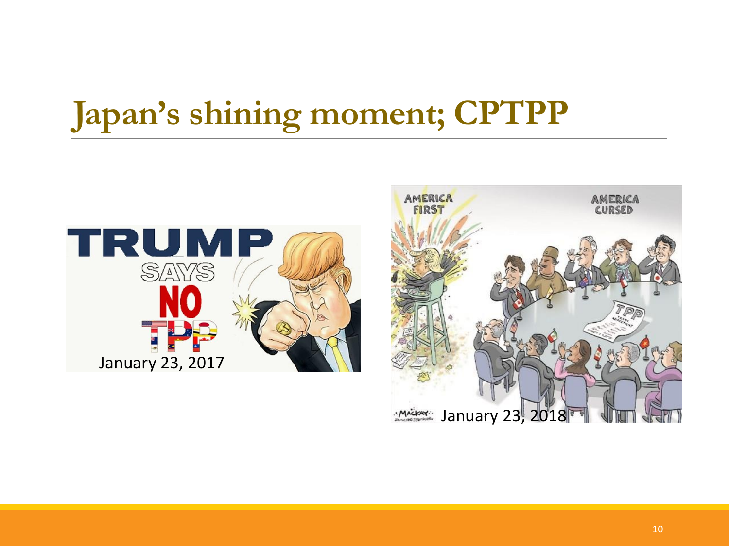# Japan's shining moment; CPTPP

January 23, 2017

January 23, 2018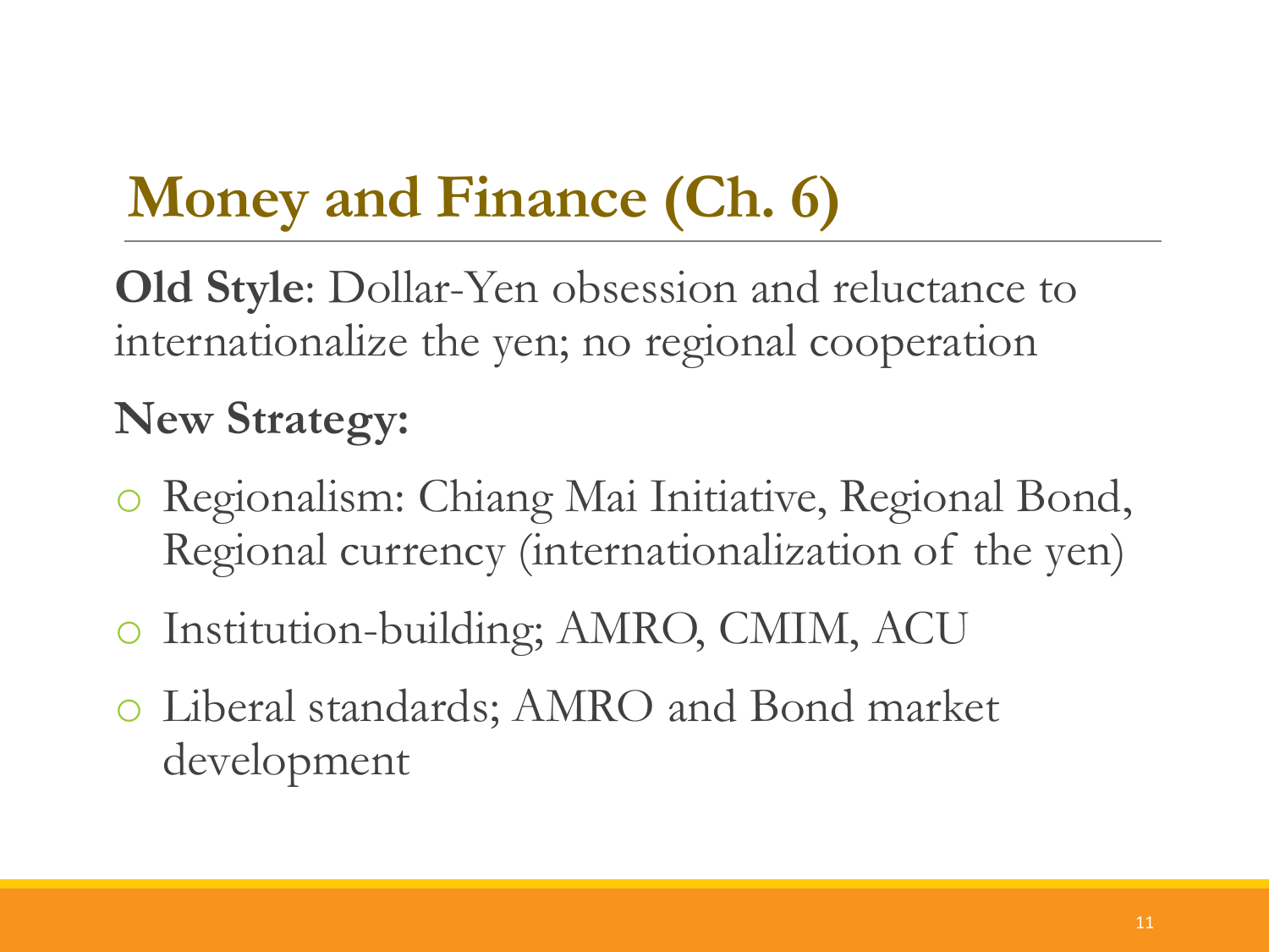# Money and Finance (Ch. 6)

**Old Style**: Dollar-Yen obsession and reluctance to internationalize the yen; no regional cooperation

**New Strategy:**

- Regionalism: Chiang Mai Initiative, Regional Bond, Regional currency (internationalization of the yen)
- Institution-building; AMRO, CMIM, ACU
- Liberal standards; AMRO and Bond market development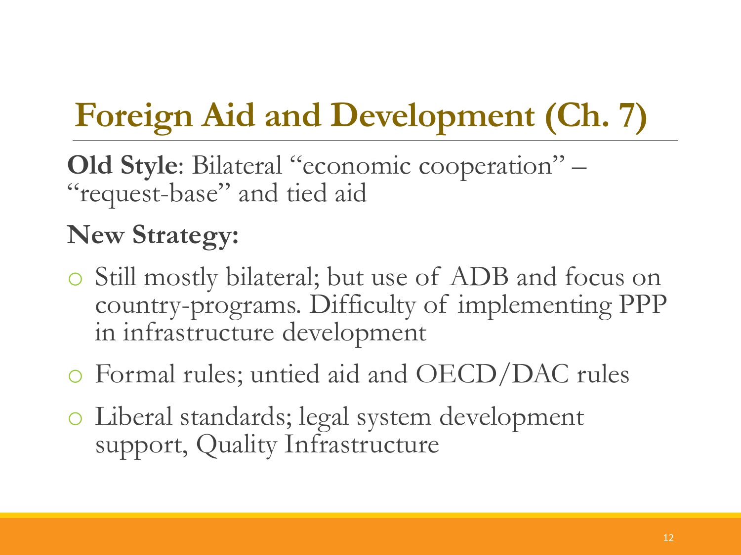# Foreign Aid and Development (Ch. 7)

**Old Style**: Bilateral "economic cooperation" – "request-base" and tied aid

**New Strategy:**

- Still mostly bilateral; but use of ADB and focus on country-programs. Difficulty of implementing PPP in infrastructure development
- Formal rules; untied aid and OECD/DAC rules
- Liberal standards; legal system development support, Quality Infrastructure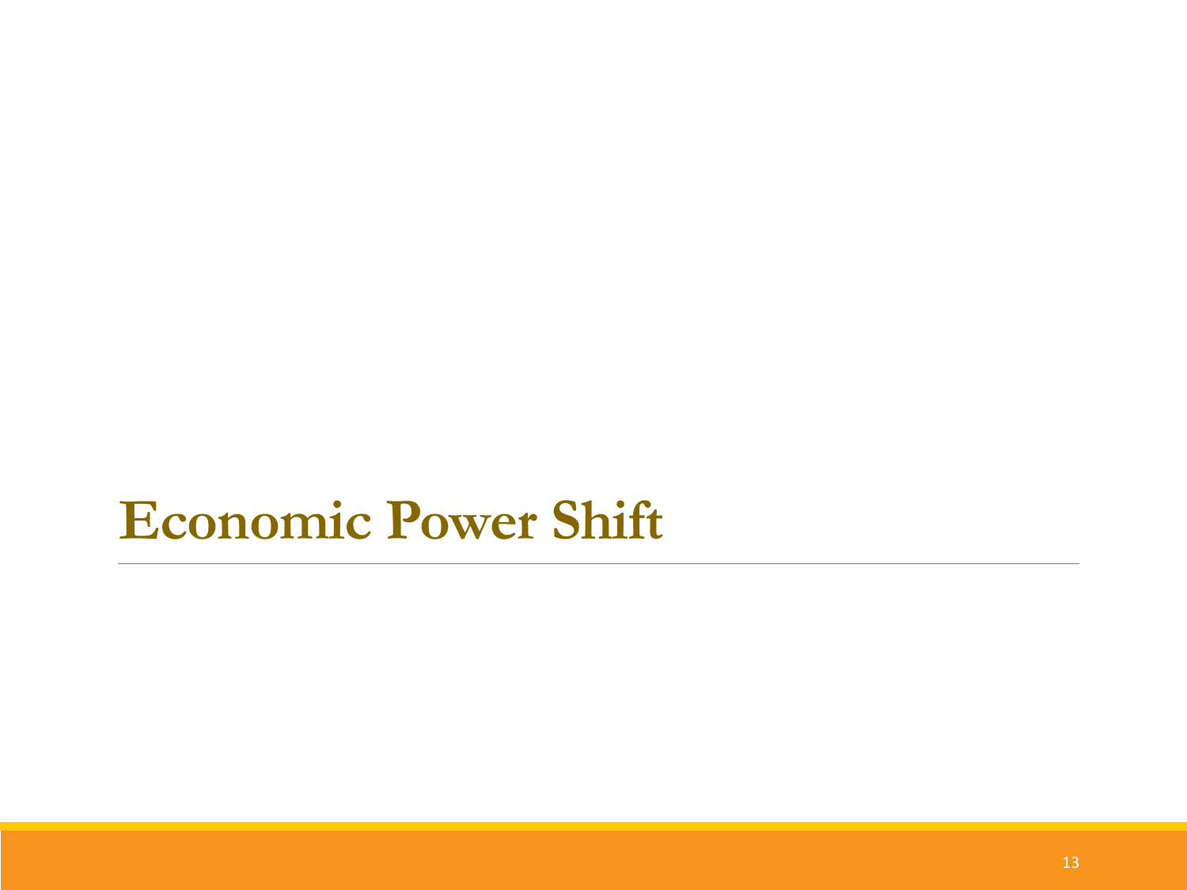# Economic Power Shift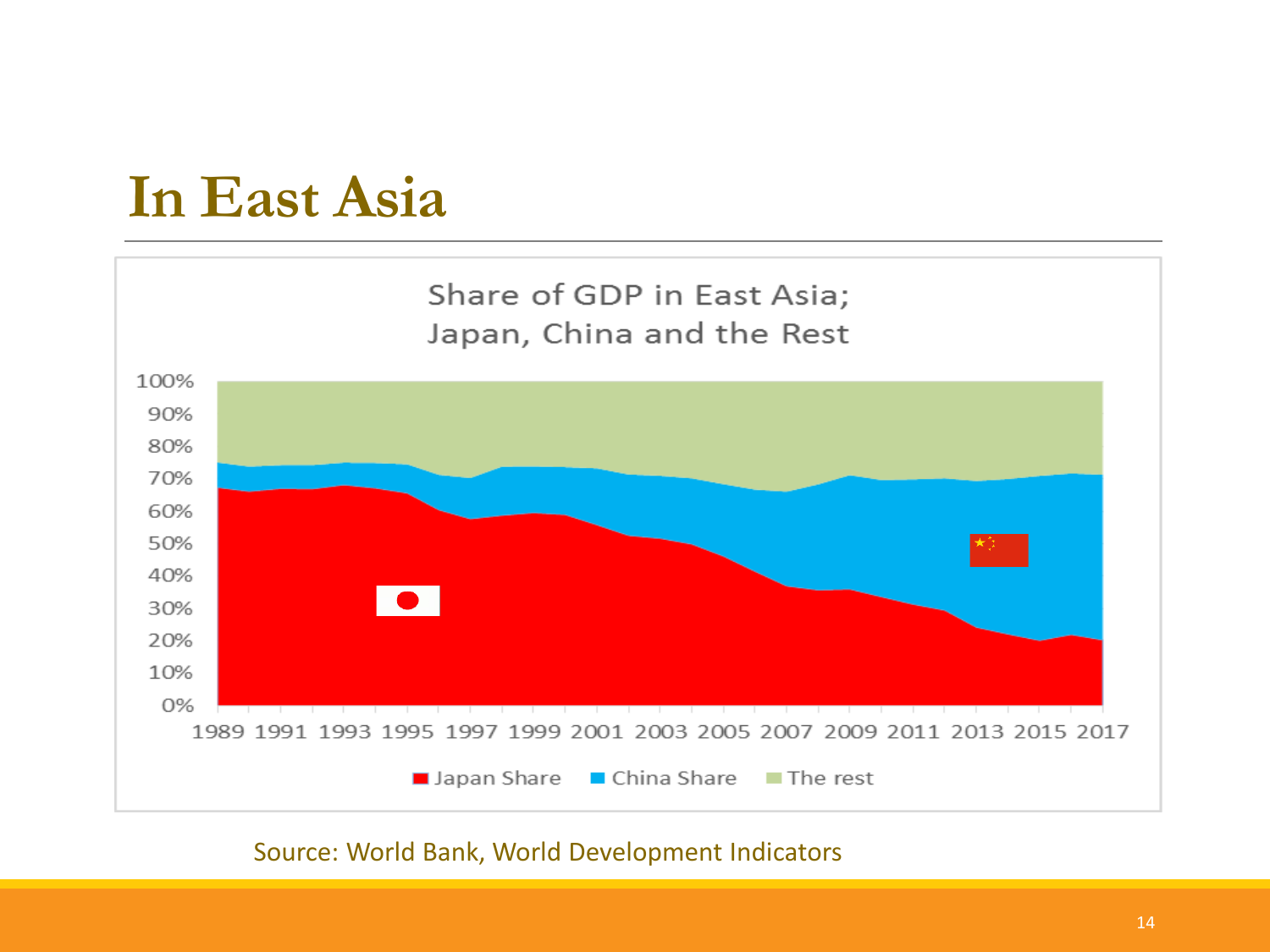# In East Asia

Share of GDP in East Asia; Japan, China and the Rest

Source: World Bank, World Development Indicators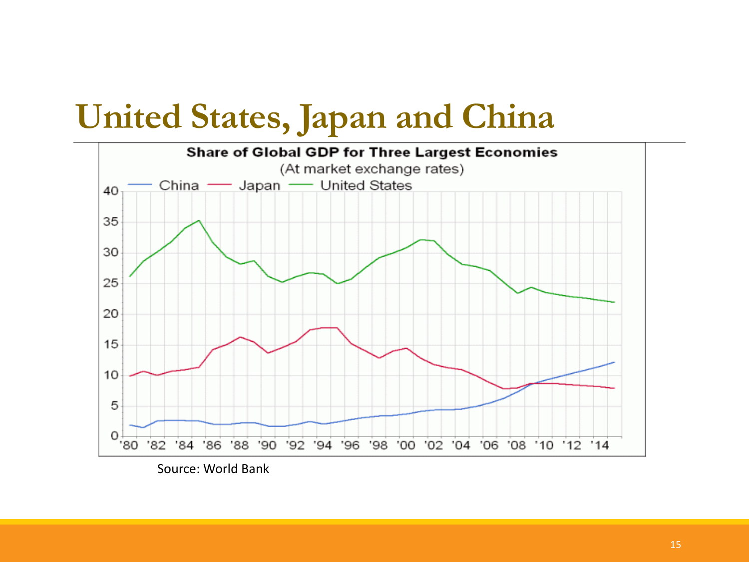# United States, Japan and China

Share of Global GDP for Three Largest Economies
(At market exchange rates)

Source: World Bank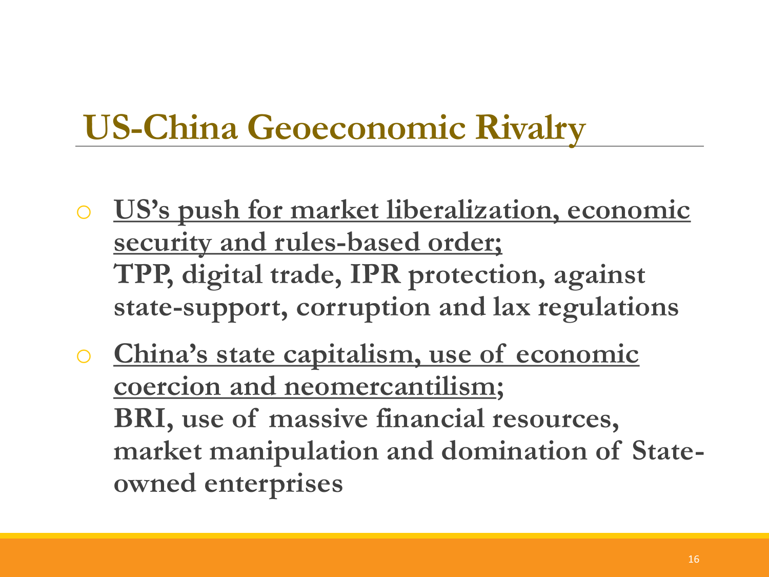# US-China Geoeconomic Rivalry

- **US's push for market liberalization, economic security and rules-based order;**
  **TPP, digital trade, IPR protection, against state-support, corruption and lax regulations**
- **China's state capitalism, use of economic coercion and neomercantilism;**
  **BRI, use of massive financial resources, market manipulation and domination of State-owned enterprises**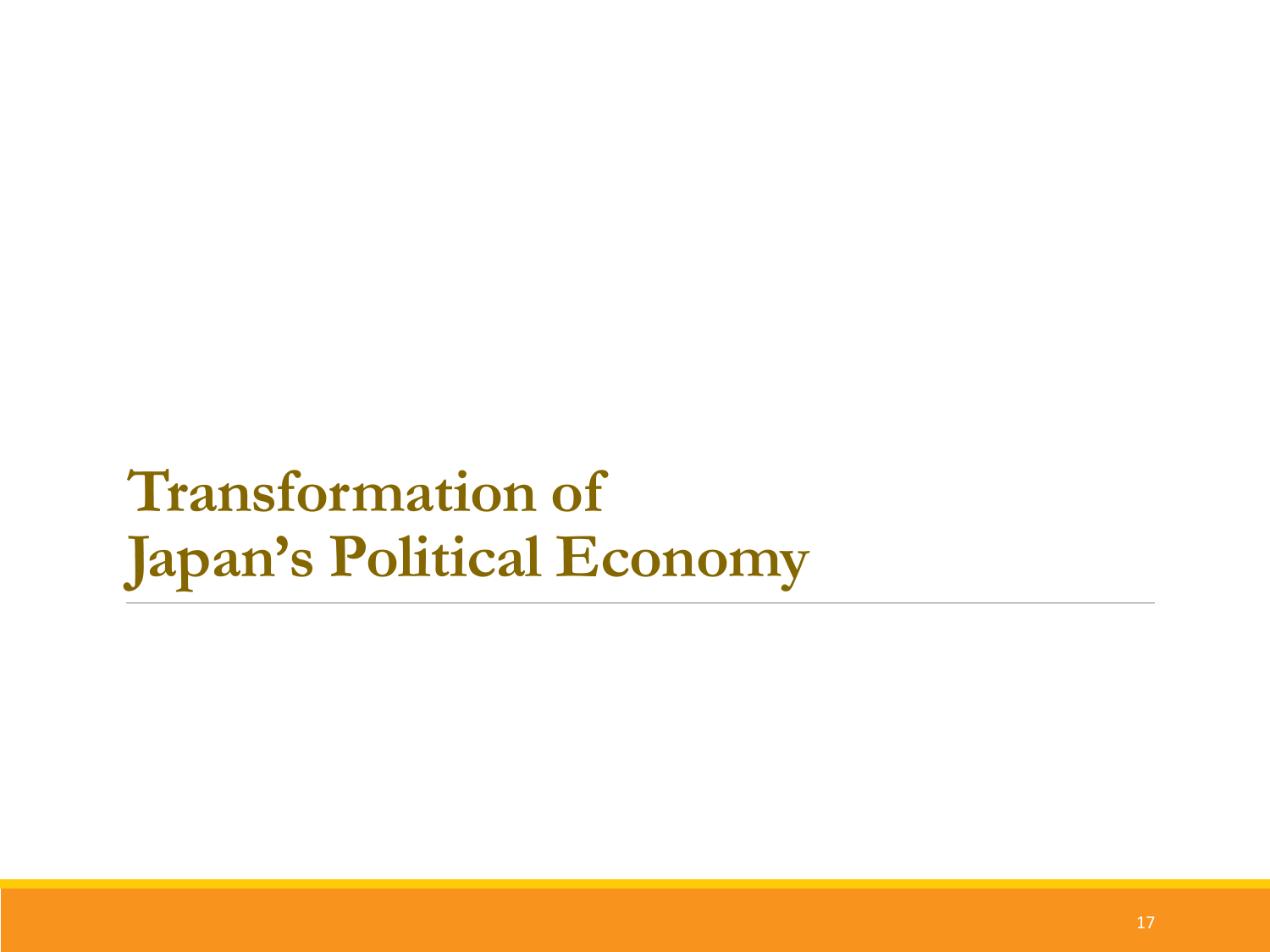# Transformation of Japan’s Political Economy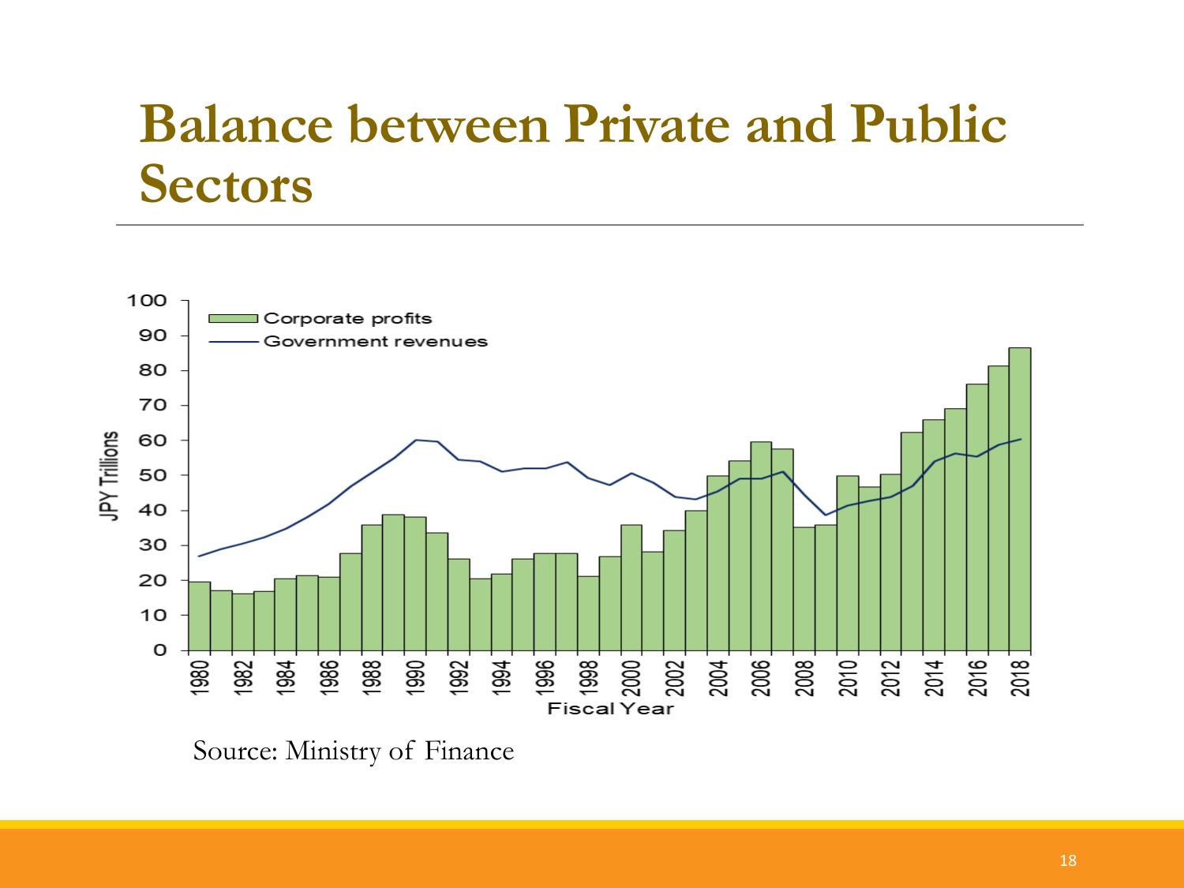# Balance between Private and Public Sectors

Source: Ministry of Finance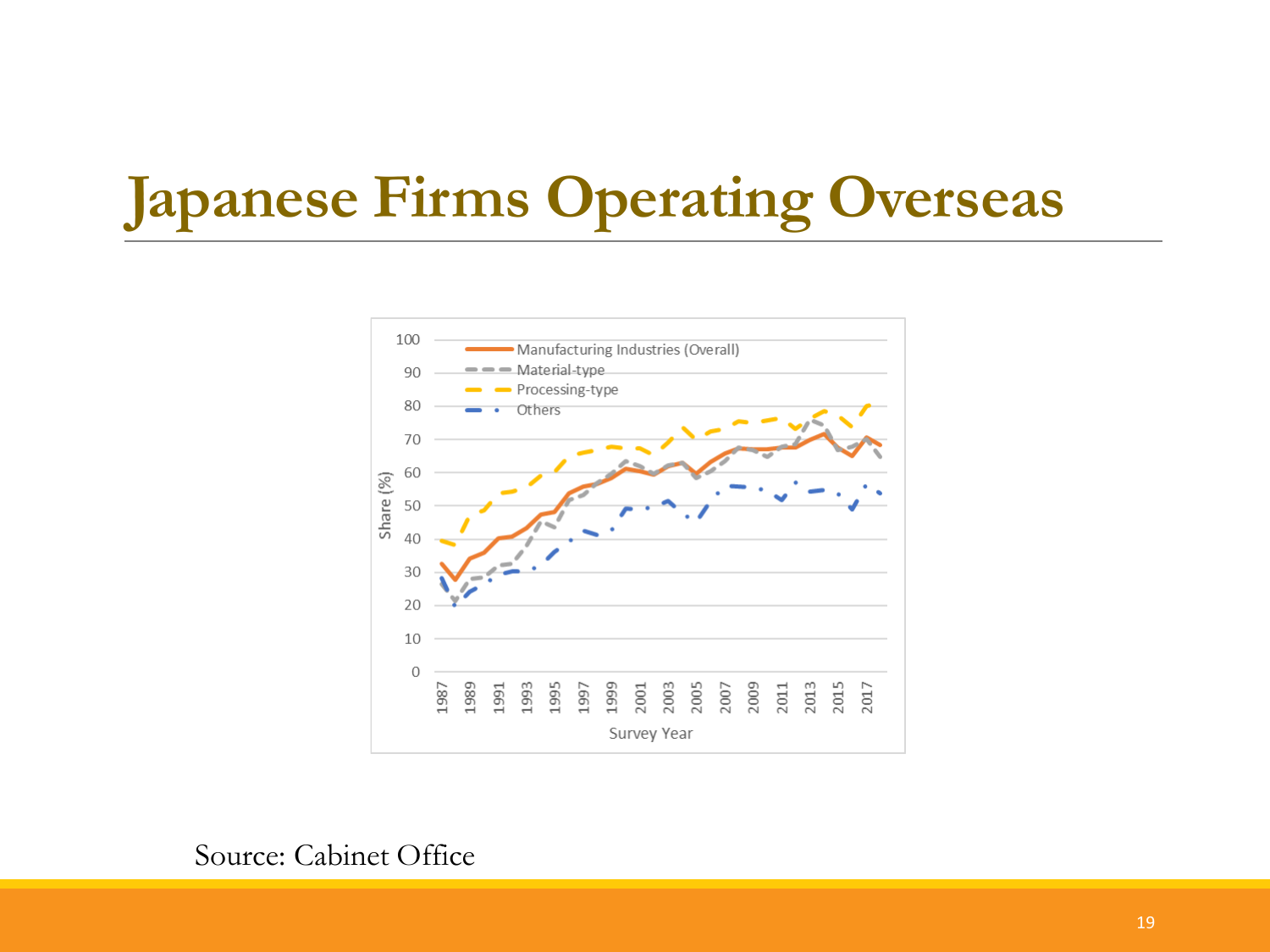# Japanese Firms Operating Overseas

Source: Cabinet Office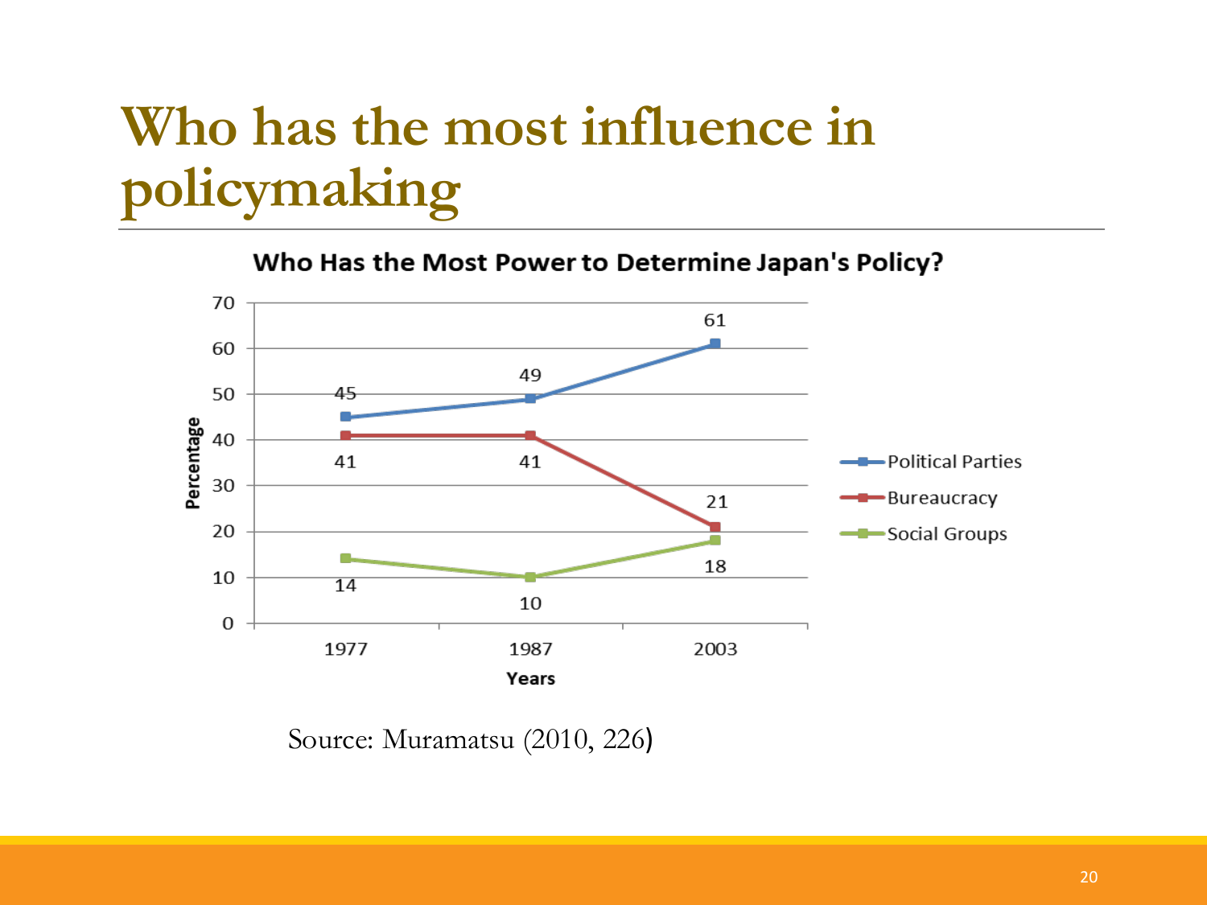# Who has the most influence in policymaking

**Who Has the Most Power to Determine Japan's Policy?**

| Years | Political Parties | Bureaucracy | Social Groups |
|---|---|---|---|
| 1977 | 45 | 41 | 14 |
| 1987 | 49 | 41 | 10 |
| 2003 | 61 | 21 | 18 |

Source: Muramatsu (2010, 226)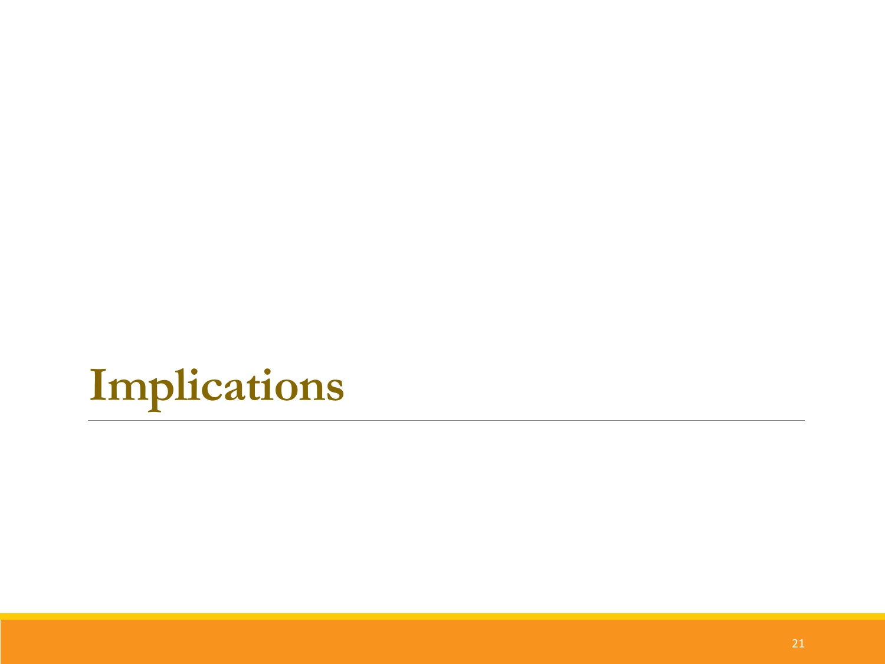# Implications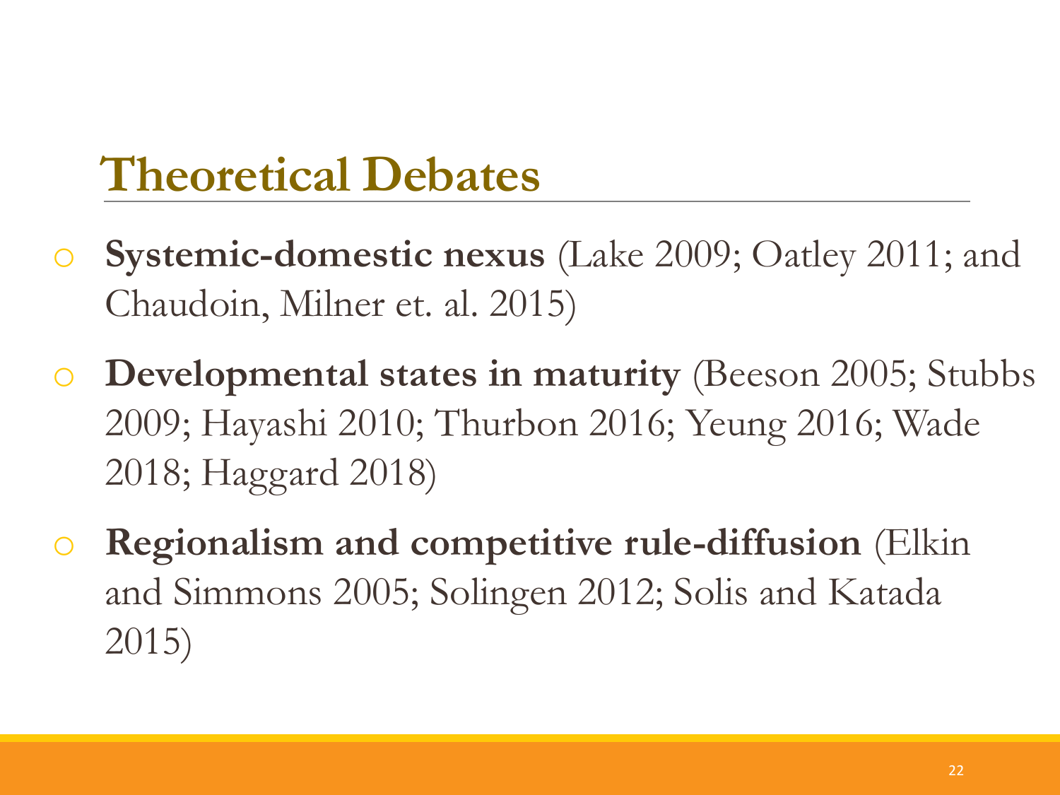## Theoretical Debates

- **Systemic-domestic nexus** (Lake 2009; Oatley 2011; and Chaudoin, Milner et. al. 2015)
- **Developmental states in maturity** (Beeson 2005; Stubbs 2009; Hayashi 2010; Thurbon 2016; Yeung 2016; Wade 2018; Haggard 2018)
- **Regionalism and competitive rule-diffusion** (Elkin and Simmons 2005; Solingen 2012; Solis and Katada 2015)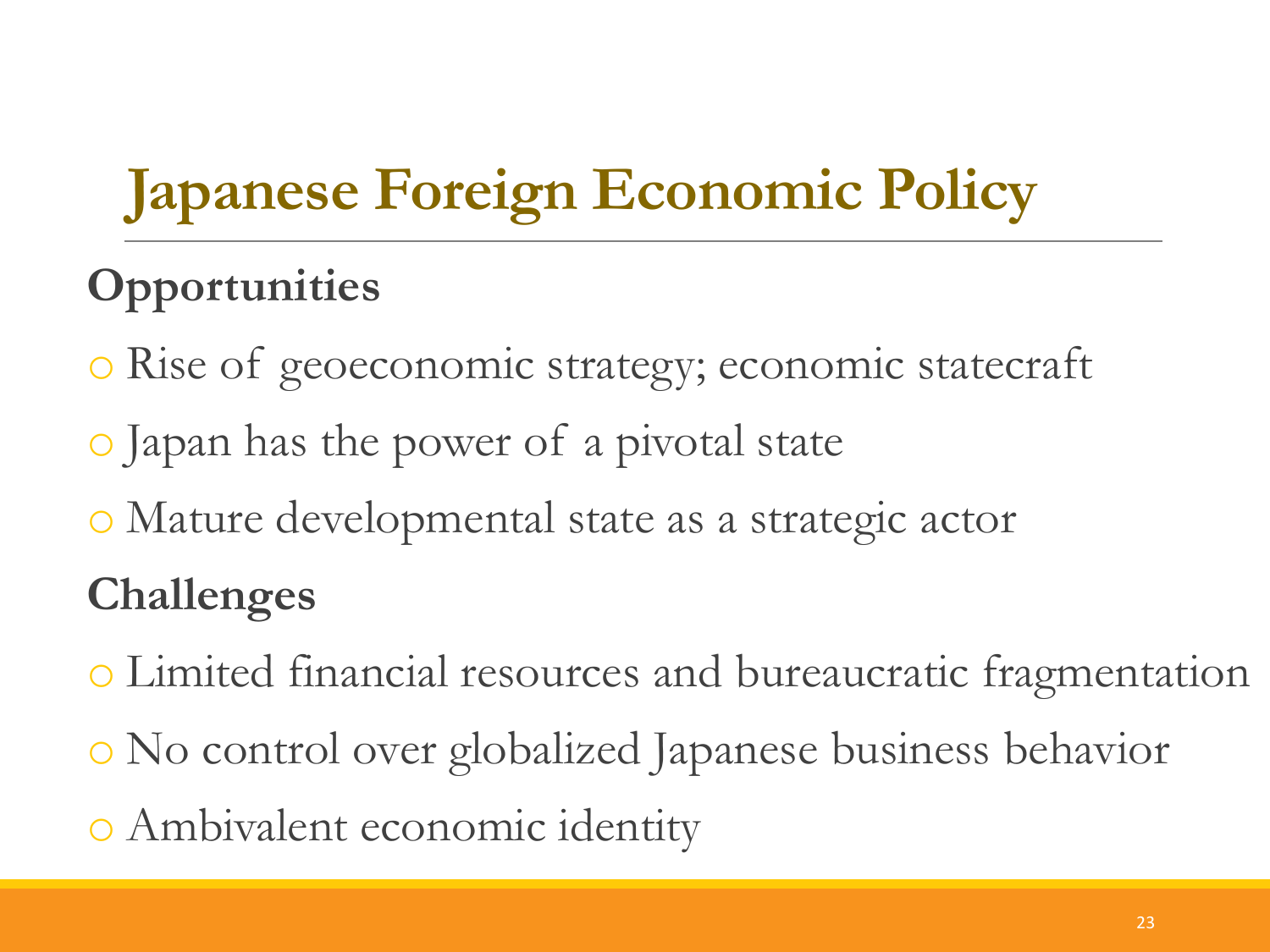# Japanese Foreign Economic Policy

**Opportunities**

- Rise of geoeconomic strategy; economic statecraft
- Japan has the power of a pivotal state
- Mature developmental state as a strategic actor

**Challenges**

- Limited financial resources and bureaucratic fragmentation
- No control over globalized Japanese business behavior
- Ambivalent economic identity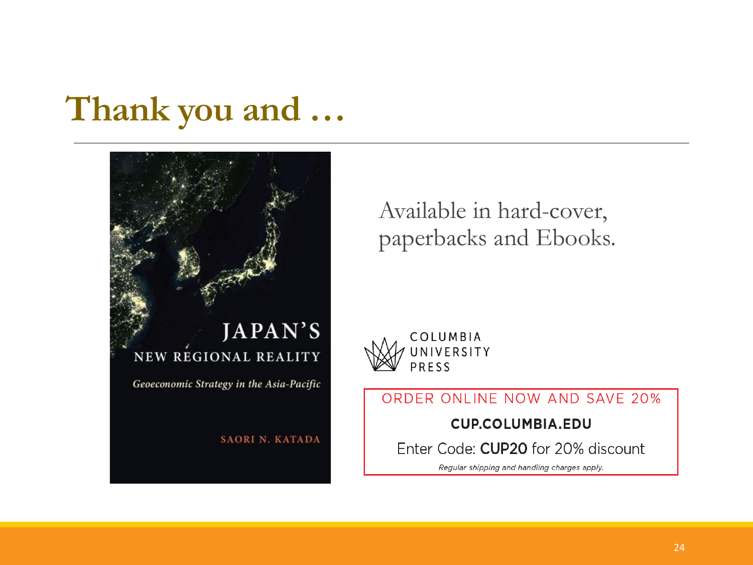# Thank you and …

JAPAN'S

NEW REGIONAL REALITY

*Geoeconomic Strategy in the Asia-Pacific*

SAORI N. KATADA

Available in hard-cover, paperbacks and Ebooks.

COLUMBIA UNIVERSITY PRESS

ORDER ONLINE NOW AND SAVE 20%

**CUP.COLUMBIA.EDU**

Enter Code: **CUP20** for 20% discount

*Regular shipping and handling charges apply.*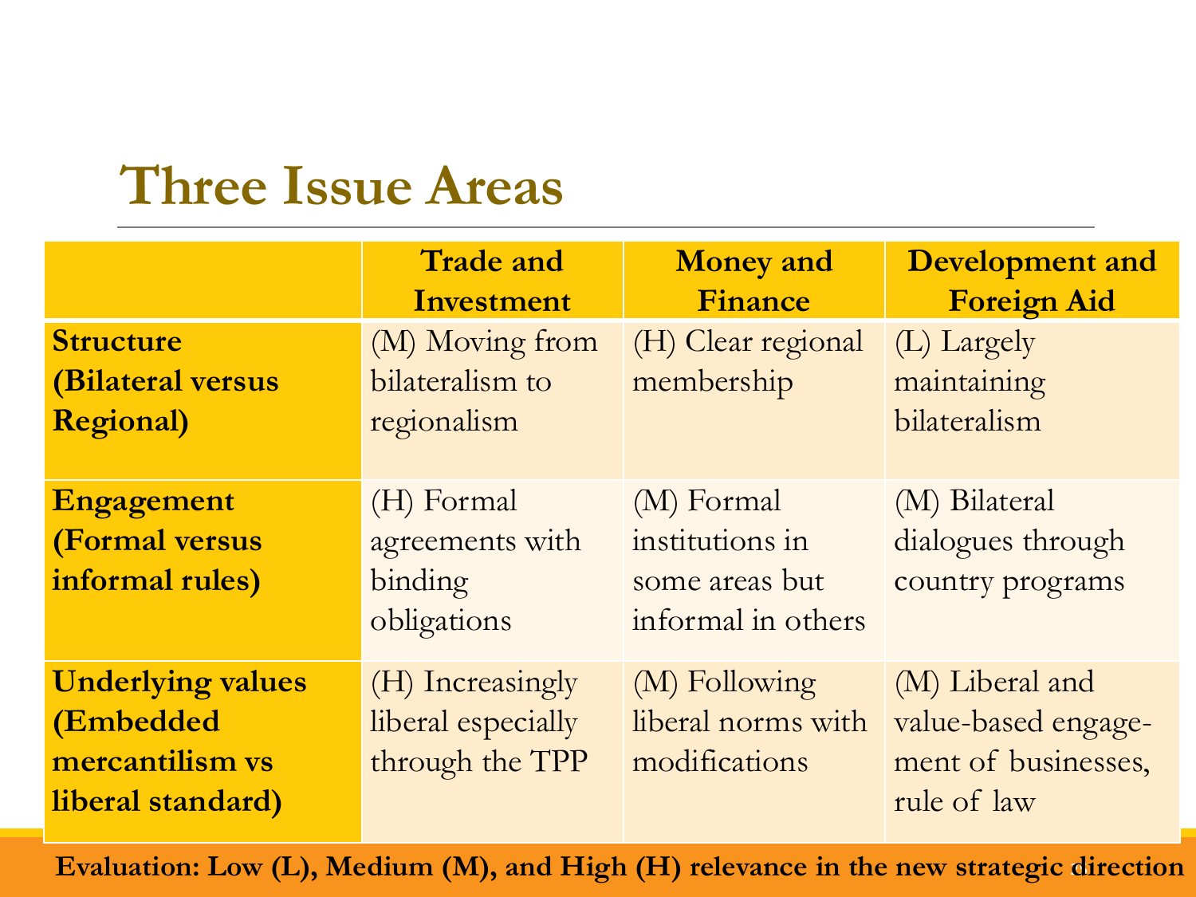# Three Issue Areas

| | Trade and Investment | Money and Finance | Development and Foreign Aid |
|---|---|---|---|
| **Structure (Bilateral versus Regional)** | (M) Moving from bilateralism to regionalism | (H) Clear regional membership | (L) Largely maintaining bilateralism |
| **Engagement (Formal versus informal rules)** | (H) Formal agreements with binding obligations | (M) Formal institutions in some areas but informal in others | (M) Bilateral dialogues through country programs |
| **Underlying values (Embedded mercantilism vs liberal standard)** | (H) Increasingly liberal especially through the TPP | (M) Following liberal norms with modifications | (M) Liberal and value-based engagement of businesses, rule of law |

**Evaluation: Low (L), Medium (M), and High (H) relevance in the new strategic direction**